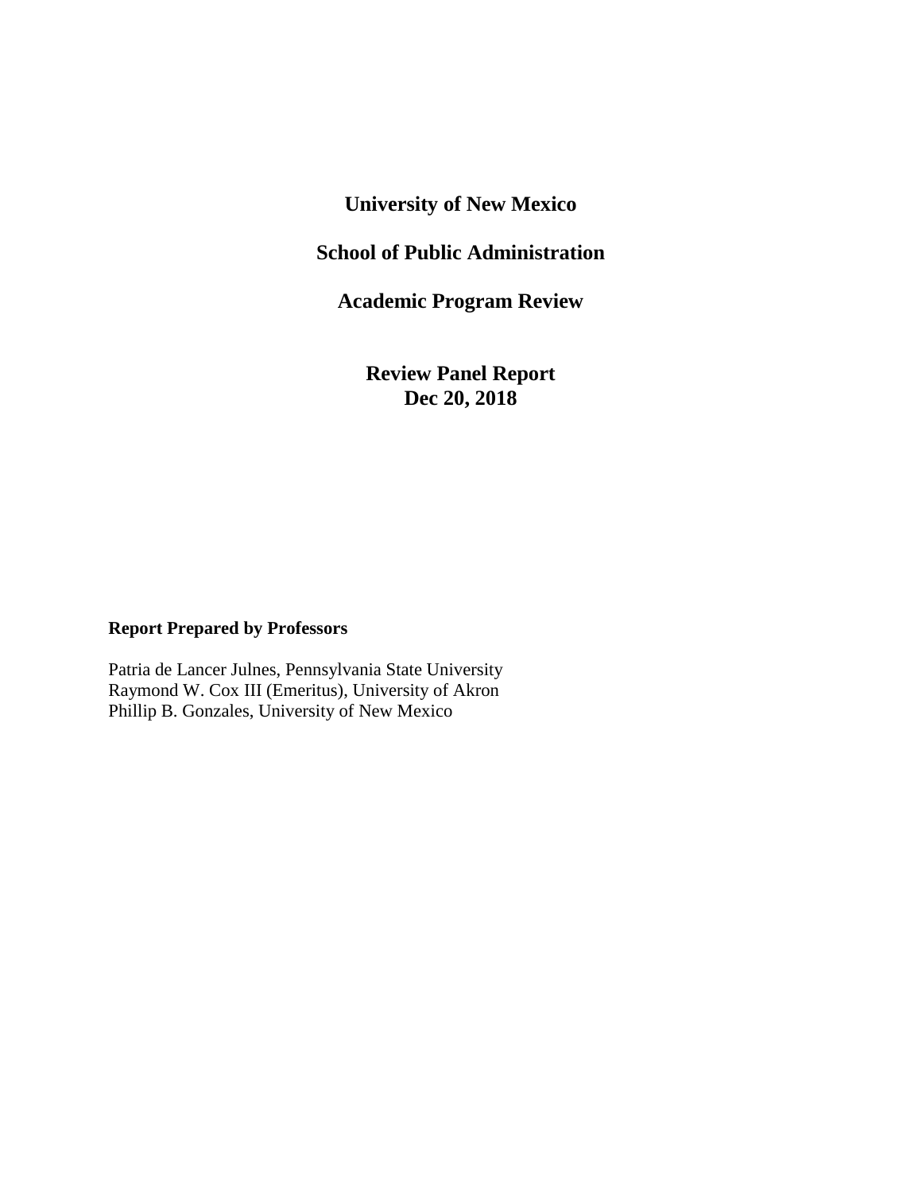# University of New Mexico

# School of Public Administration

# Academic Program Review

## Review Panel Report
## Dec 20, 2018

**Report Prepared by Professors**

Patria de Lancer Julnes, Pennsylvania State University
Raymond W. Cox III (Emeritus), University of Akron
Phillip B. Gonzales, University of New Mexico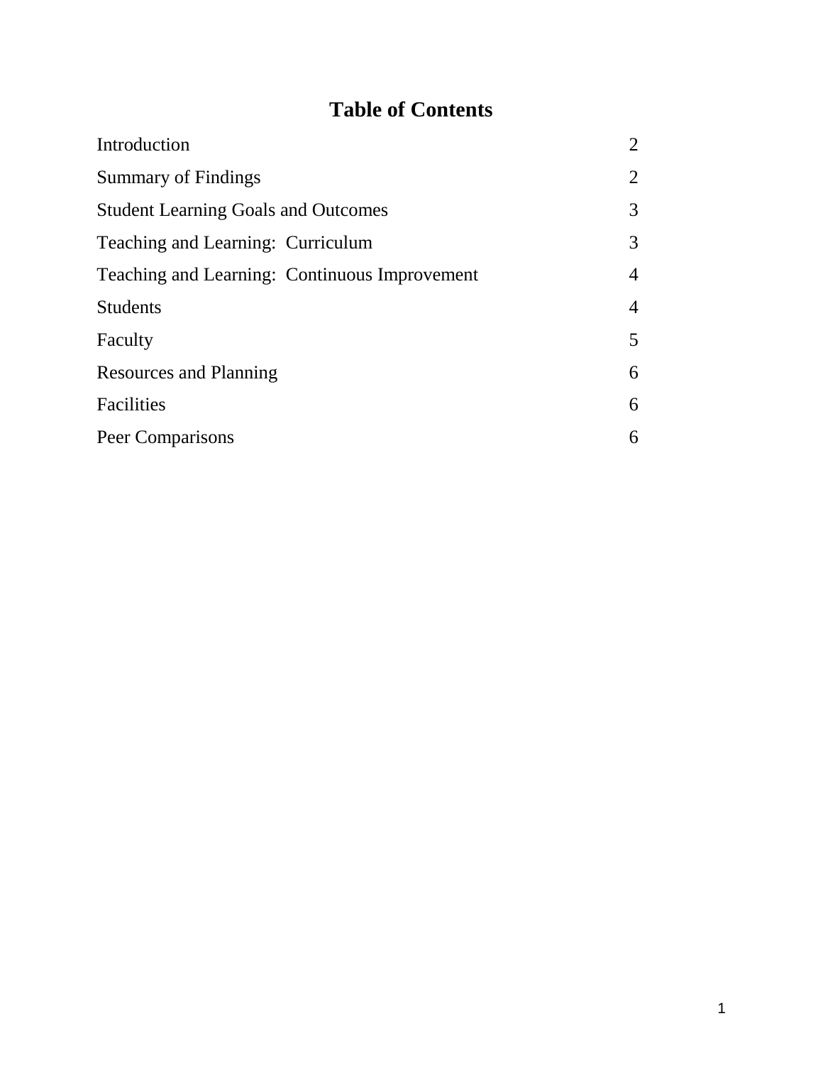# Table of Contents

| | |
|---|---|
| Introduction | 2 |
| Summary of Findings | 2 |
| Student Learning Goals and Outcomes | 3 |
| Teaching and Learning:  Curriculum | 3 |
| Teaching and Learning:  Continuous Improvement | 4 |
| Students | 4 |
| Faculty | 5 |
| Resources and Planning | 6 |
| Facilities | 6 |
| Peer Comparisons | 6 |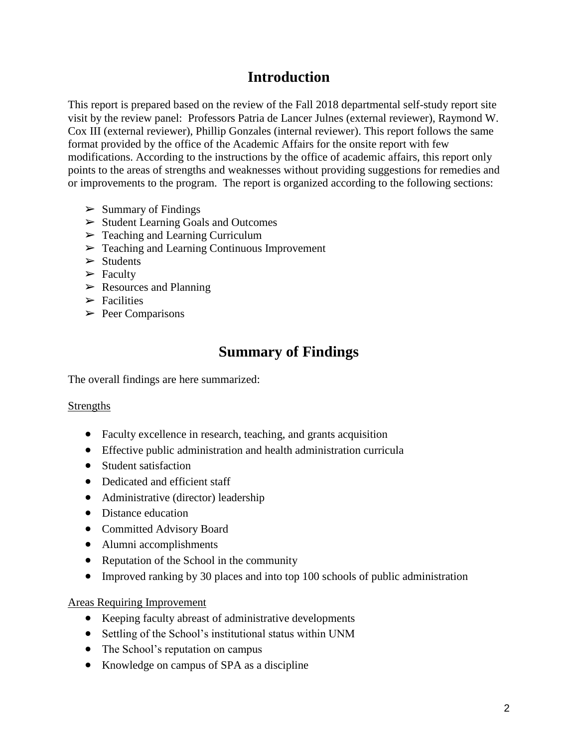# Introduction

This report is prepared based on the review of the Fall 2018 departmental self-study report site visit by the review panel: Professors Patria de Lancer Julnes (external reviewer), Raymond W. Cox III (external reviewer), Phillip Gonzales (internal reviewer). This report follows the same format provided by the office of the Academic Affairs for the onsite report with few modifications. According to the instructions by the office of academic affairs, this report only points to the areas of strengths and weaknesses without providing suggestions for remedies and or improvements to the program. The report is organized according to the following sections:

- ➢ Summary of Findings
- ➢ Student Learning Goals and Outcomes
- ➢ Teaching and Learning Curriculum
- ➢ Teaching and Learning Continuous Improvement
- ➢ Students
- ➢ Faculty
- ➢ Resources and Planning
- ➢ Facilities
- ➢ Peer Comparisons

# Summary of Findings

The overall findings are here summarized:

Strengths

- Faculty excellence in research, teaching, and grants acquisition
- Effective public administration and health administration curricula
- Student satisfaction
- Dedicated and efficient staff
- Administrative (director) leadership
- Distance education
- Committed Advisory Board
- Alumni accomplishments
- Reputation of the School in the community
- Improved ranking by 30 places and into top 100 schools of public administration

Areas Requiring Improvement

- Keeping faculty abreast of administrative developments
- Settling of the School's institutional status within UNM
- The School's reputation on campus
- Knowledge on campus of SPA as a discipline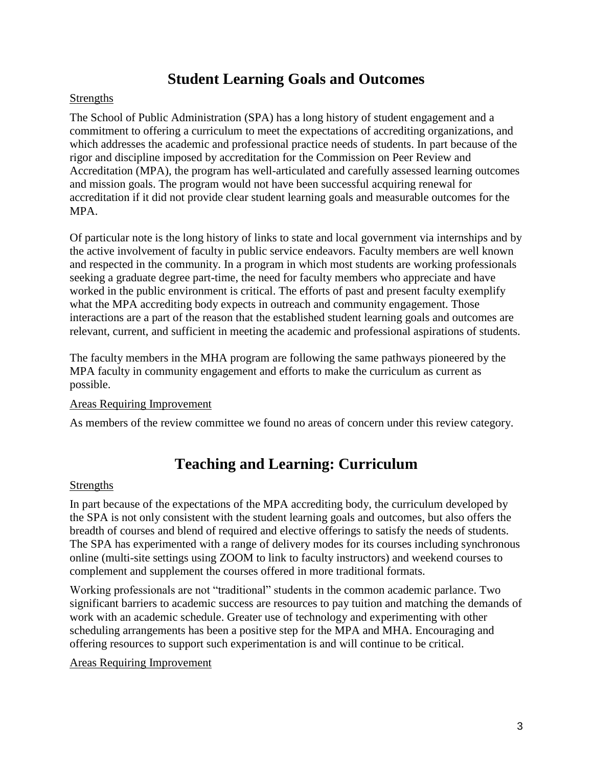## Student Learning Goals and Outcomes

Strengths

The School of Public Administration (SPA) has a long history of student engagement and a commitment to offering a curriculum to meet the expectations of accrediting organizations, and which addresses the academic and professional practice needs of students. In part because of the rigor and discipline imposed by accreditation for the Commission on Peer Review and Accreditation (MPA), the program has well-articulated and carefully assessed learning outcomes and mission goals. The program would not have been successful acquiring renewal for accreditation if it did not provide clear student learning goals and measurable outcomes for the MPA.

Of particular note is the long history of links to state and local government via internships and by the active involvement of faculty in public service endeavors. Faculty members are well known and respected in the community. In a program in which most students are working professionals seeking a graduate degree part-time, the need for faculty members who appreciate and have worked in the public environment is critical. The efforts of past and present faculty exemplify what the MPA accrediting body expects in outreach and community engagement. Those interactions are a part of the reason that the established student learning goals and outcomes are relevant, current, and sufficient in meeting the academic and professional aspirations of students.

The faculty members in the MHA program are following the same pathways pioneered by the MPA faculty in community engagement and efforts to make the curriculum as current as possible.

Areas Requiring Improvement

As members of the review committee we found no areas of concern under this review category.

## Teaching and Learning: Curriculum

Strengths

In part because of the expectations of the MPA accrediting body, the curriculum developed by the SPA is not only consistent with the student learning goals and outcomes, but also offers the breadth of courses and blend of required and elective offerings to satisfy the needs of students. The SPA has experimented with a range of delivery modes for its courses including synchronous online (multi-site settings using ZOOM to link to faculty instructors) and weekend courses to complement and supplement the courses offered in more traditional formats.

Working professionals are not "traditional" students in the common academic parlance. Two significant barriers to academic success are resources to pay tuition and matching the demands of work with an academic schedule. Greater use of technology and experimenting with other scheduling arrangements has been a positive step for the MPA and MHA. Encouraging and offering resources to support such experimentation is and will continue to be critical.

Areas Requiring Improvement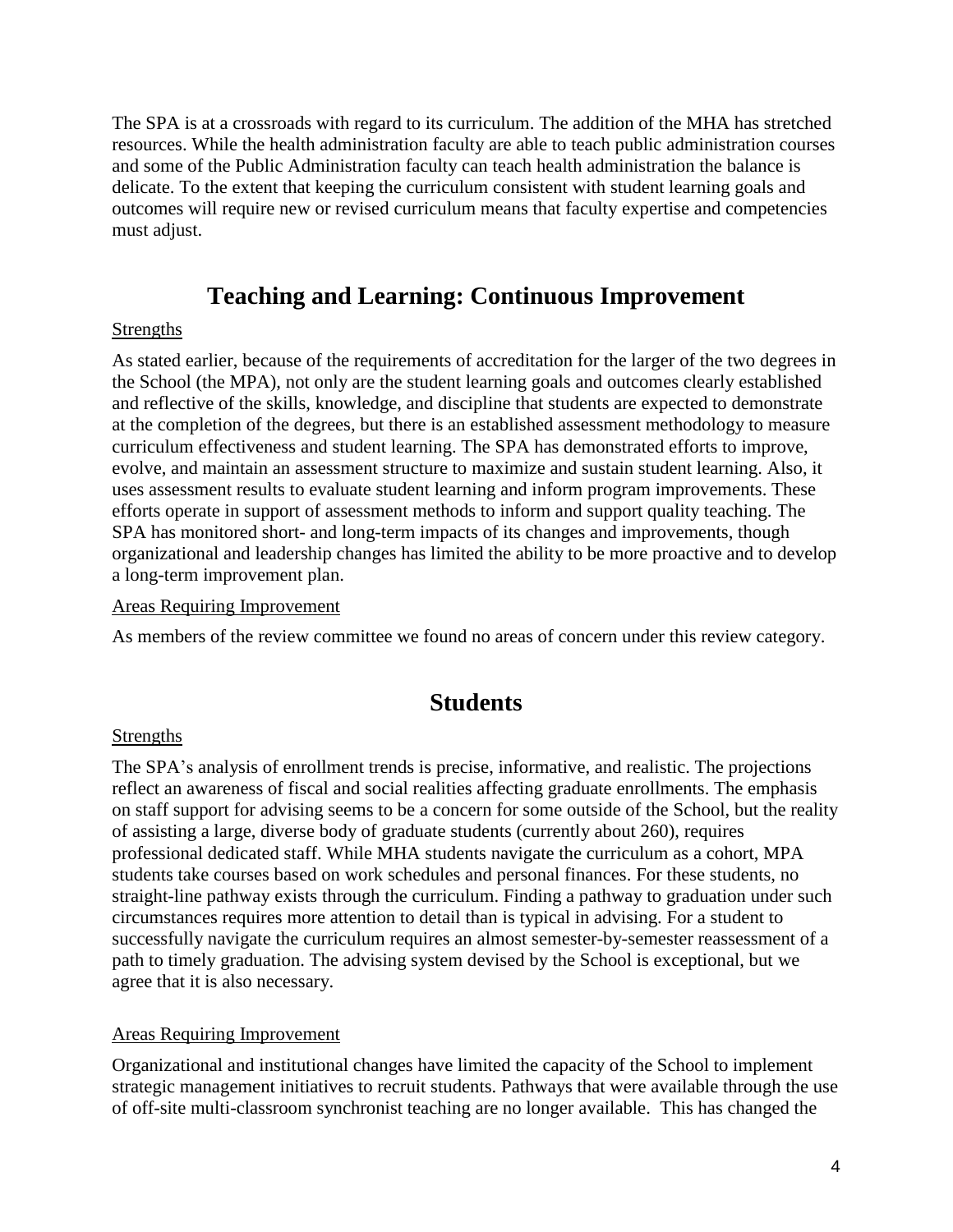The SPA is at a crossroads with regard to its curriculum. The addition of the MHA has stretched resources. While the health administration faculty are able to teach public administration courses and some of the Public Administration faculty can teach health administration the balance is delicate. To the extent that keeping the curriculum consistent with student learning goals and outcomes will require new or revised curriculum means that faculty expertise and competencies must adjust.

## Teaching and Learning: Continuous Improvement

Strengths

As stated earlier, because of the requirements of accreditation for the larger of the two degrees in the School (the MPA), not only are the student learning goals and outcomes clearly established and reflective of the skills, knowledge, and discipline that students are expected to demonstrate at the completion of the degrees, but there is an established assessment methodology to measure curriculum effectiveness and student learning. The SPA has demonstrated efforts to improve, evolve, and maintain an assessment structure to maximize and sustain student learning. Also, it uses assessment results to evaluate student learning and inform program improvements. These efforts operate in support of assessment methods to inform and support quality teaching. The SPA has monitored short- and long-term impacts of its changes and improvements, though organizational and leadership changes has limited the ability to be more proactive and to develop a long-term improvement plan.

Areas Requiring Improvement

As members of the review committee we found no areas of concern under this review category.

## Students

Strengths

The SPA's analysis of enrollment trends is precise, informative, and realistic. The projections reflect an awareness of fiscal and social realities affecting graduate enrollments. The emphasis on staff support for advising seems to be a concern for some outside of the School, but the reality of assisting a large, diverse body of graduate students (currently about 260), requires professional dedicated staff. While MHA students navigate the curriculum as a cohort, MPA students take courses based on work schedules and personal finances. For these students, no straight-line pathway exists through the curriculum. Finding a pathway to graduation under such circumstances requires more attention to detail than is typical in advising. For a student to successfully navigate the curriculum requires an almost semester-by-semester reassessment of a path to timely graduation. The advising system devised by the School is exceptional, but we agree that it is also necessary.

Areas Requiring Improvement

Organizational and institutional changes have limited the capacity of the School to implement strategic management initiatives to recruit students. Pathways that were available through the use of off-site multi-classroom synchronist teaching are no longer available. This has changed the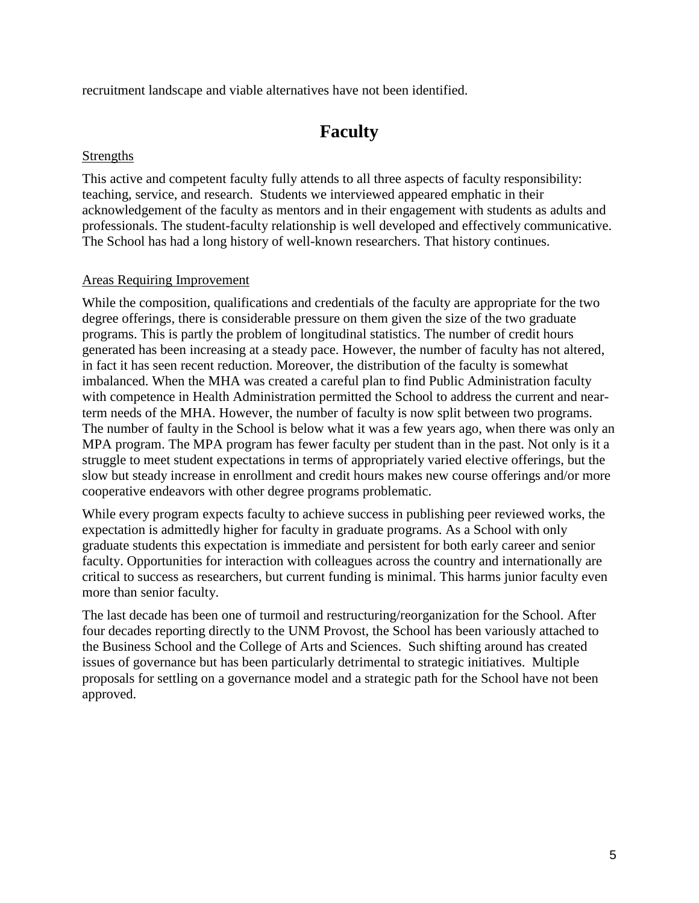recruitment landscape and viable alternatives have not been identified.

# Faculty

Strengths

This active and competent faculty fully attends to all three aspects of faculty responsibility: teaching, service, and research. Students we interviewed appeared emphatic in their acknowledgement of the faculty as mentors and in their engagement with students as adults and professionals. The student-faculty relationship is well developed and effectively communicative. The School has had a long history of well-known researchers. That history continues.

Areas Requiring Improvement

While the composition, qualifications and credentials of the faculty are appropriate for the two degree offerings, there is considerable pressure on them given the size of the two graduate programs. This is partly the problem of longitudinal statistics. The number of credit hours generated has been increasing at a steady pace. However, the number of faculty has not altered, in fact it has seen recent reduction. Moreover, the distribution of the faculty is somewhat imbalanced. When the MHA was created a careful plan to find Public Administration faculty with competence in Health Administration permitted the School to address the current and near-term needs of the MHA. However, the number of faculty is now split between two programs. The number of faulty in the School is below what it was a few years ago, when there was only an MPA program. The MPA program has fewer faculty per student than in the past. Not only is it a struggle to meet student expectations in terms of appropriately varied elective offerings, but the slow but steady increase in enrollment and credit hours makes new course offerings and/or more cooperative endeavors with other degree programs problematic.

While every program expects faculty to achieve success in publishing peer reviewed works, the expectation is admittedly higher for faculty in graduate programs. As a School with only graduate students this expectation is immediate and persistent for both early career and senior faculty. Opportunities for interaction with colleagues across the country and internationally are critical to success as researchers, but current funding is minimal. This harms junior faculty even more than senior faculty.

The last decade has been one of turmoil and restructuring/reorganization for the School. After four decades reporting directly to the UNM Provost, the School has been variously attached to the Business School and the College of Arts and Sciences. Such shifting around has created issues of governance but has been particularly detrimental to strategic initiatives. Multiple proposals for settling on a governance model and a strategic path for the School have not been approved.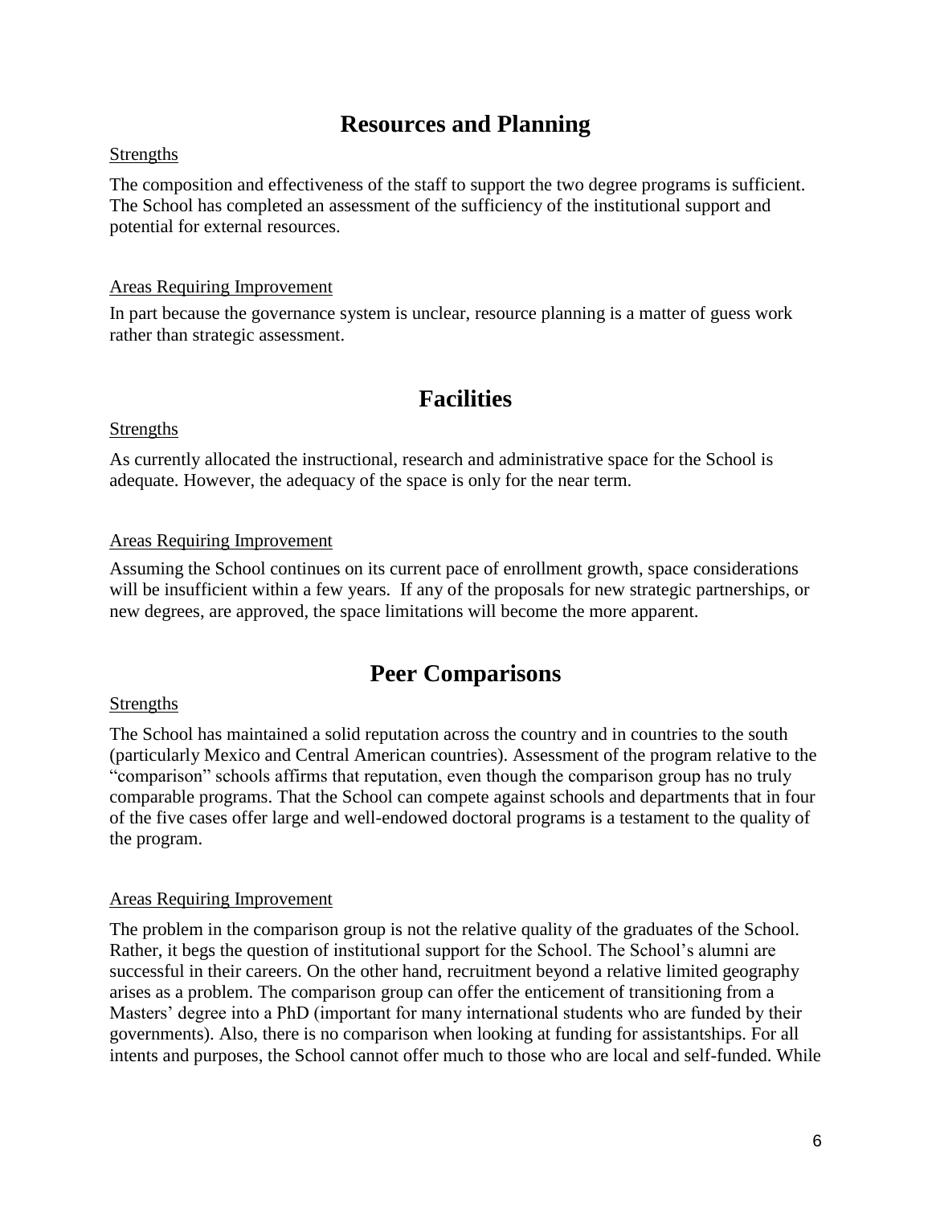## Resources and Planning

Strengths

The composition and effectiveness of the staff to support the two degree programs is sufficient. The School has completed an assessment of the sufficiency of the institutional support and potential for external resources.

Areas Requiring Improvement

In part because the governance system is unclear, resource planning is a matter of guess work rather than strategic assessment.

## Facilities

Strengths

As currently allocated the instructional, research and administrative space for the School is adequate. However, the adequacy of the space is only for the near term.

Areas Requiring Improvement

Assuming the School continues on its current pace of enrollment growth, space considerations will be insufficient within a few years. If any of the proposals for new strategic partnerships, or new degrees, are approved, the space limitations will become the more apparent.

## Peer Comparisons

Strengths

The School has maintained a solid reputation across the country and in countries to the south (particularly Mexico and Central American countries). Assessment of the program relative to the "comparison" schools affirms that reputation, even though the comparison group has no truly comparable programs. That the School can compete against schools and departments that in four of the five cases offer large and well-endowed doctoral programs is a testament to the quality of the program.

Areas Requiring Improvement

The problem in the comparison group is not the relative quality of the graduates of the School. Rather, it begs the question of institutional support for the School. The School's alumni are successful in their careers. On the other hand, recruitment beyond a relative limited geography arises as a problem. The comparison group can offer the enticement of transitioning from a Masters' degree into a PhD (important for many international students who are funded by their governments). Also, there is no comparison when looking at funding for assistantships. For all intents and purposes, the School cannot offer much to those who are local and self-funded. While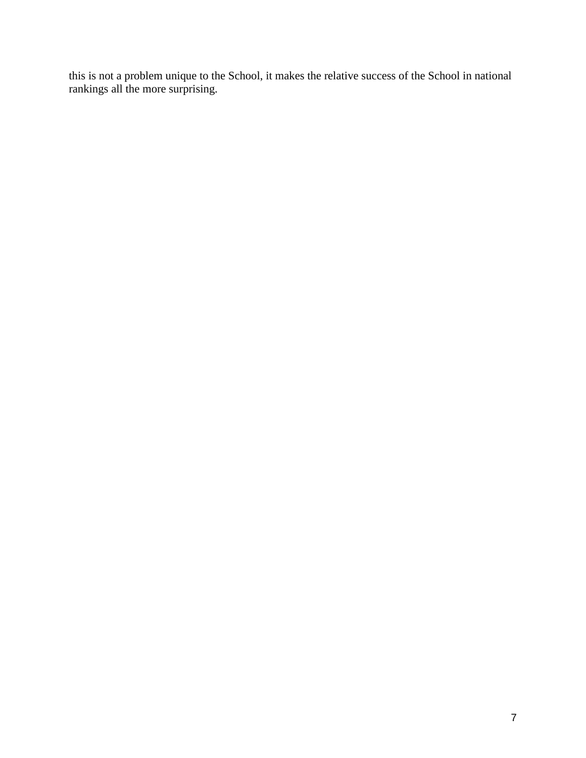this is not a problem unique to the School, it makes the relative success of the School in national rankings all the more surprising.